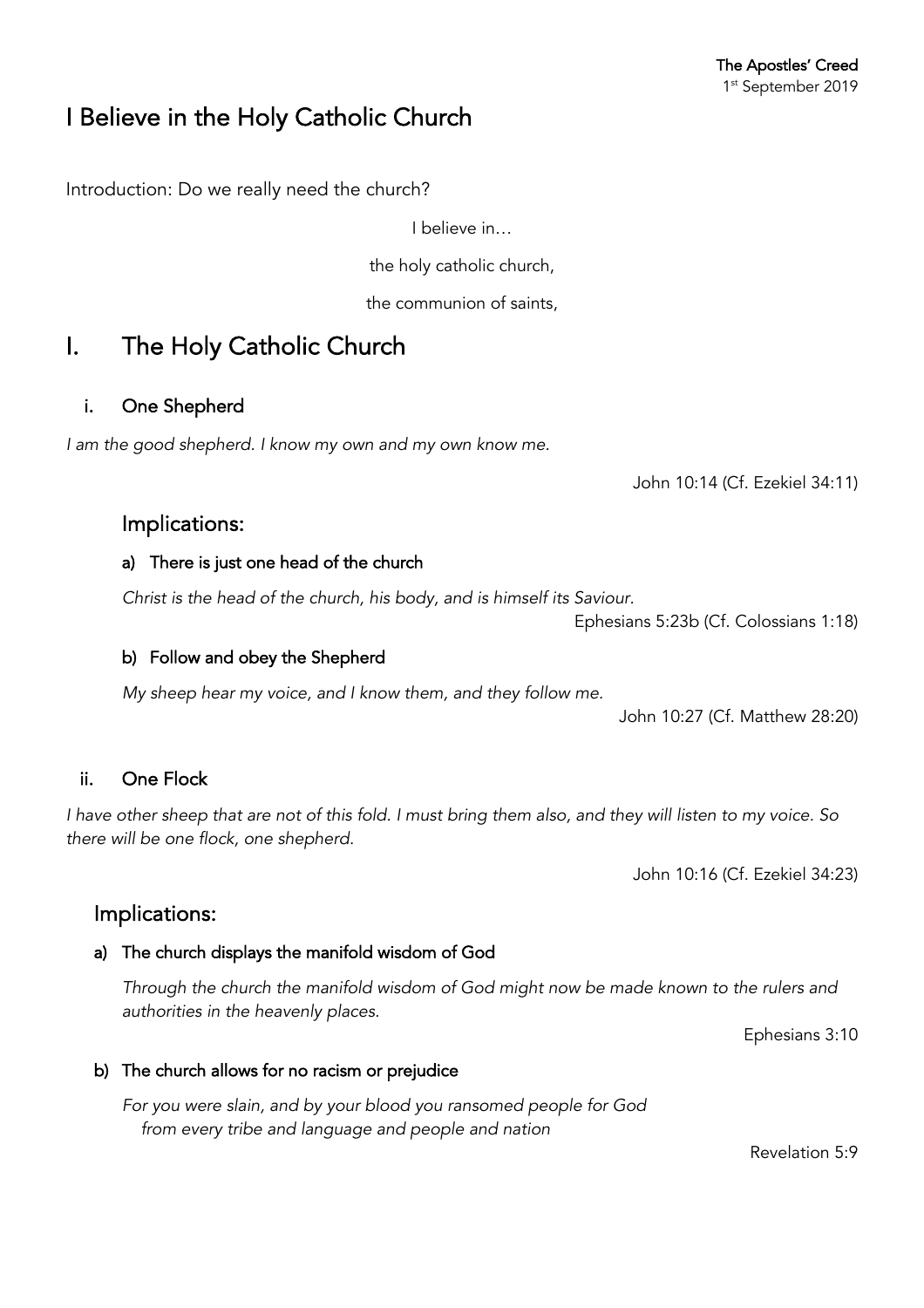# I Believe in the Holy Catholic Church

The Apostles' Creed
1st September 2019

Introduction: Do we really need the church?

I believe in…

the holy catholic church,

the communion of saints,

## I. The Holy Catholic Church

### i. One Shepherd

*I am the good shepherd. I know my own and my own know me.*

John 10:14 (Cf. Ezekiel 34:11)

#### Implications:

**a) There is just one head of the church**

*Christ is the head of the church, his body, and is himself its Saviour.*

Ephesians 5:23b (Cf. Colossians 1:18)

**b) Follow and obey the Shepherd**

*My sheep hear my voice, and I know them, and they follow me.*

John 10:27 (Cf. Matthew 28:20)

### ii. One Flock

*I have other sheep that are not of this fold. I must bring them also, and they will listen to my voice. So there will be one flock, one shepherd.*

John 10:16 (Cf. Ezekiel 34:23)

#### Implications:

**a) The church displays the manifold wisdom of God**

*Through the church the manifold wisdom of God might now be made known to the rulers and authorities in the heavenly places.*

Ephesians 3:10

**b) The church allows for no racism or prejudice**

*For you were slain, and by your blood you ransomed people for God*
*from every tribe and language and people and nation*

Revelation 5:9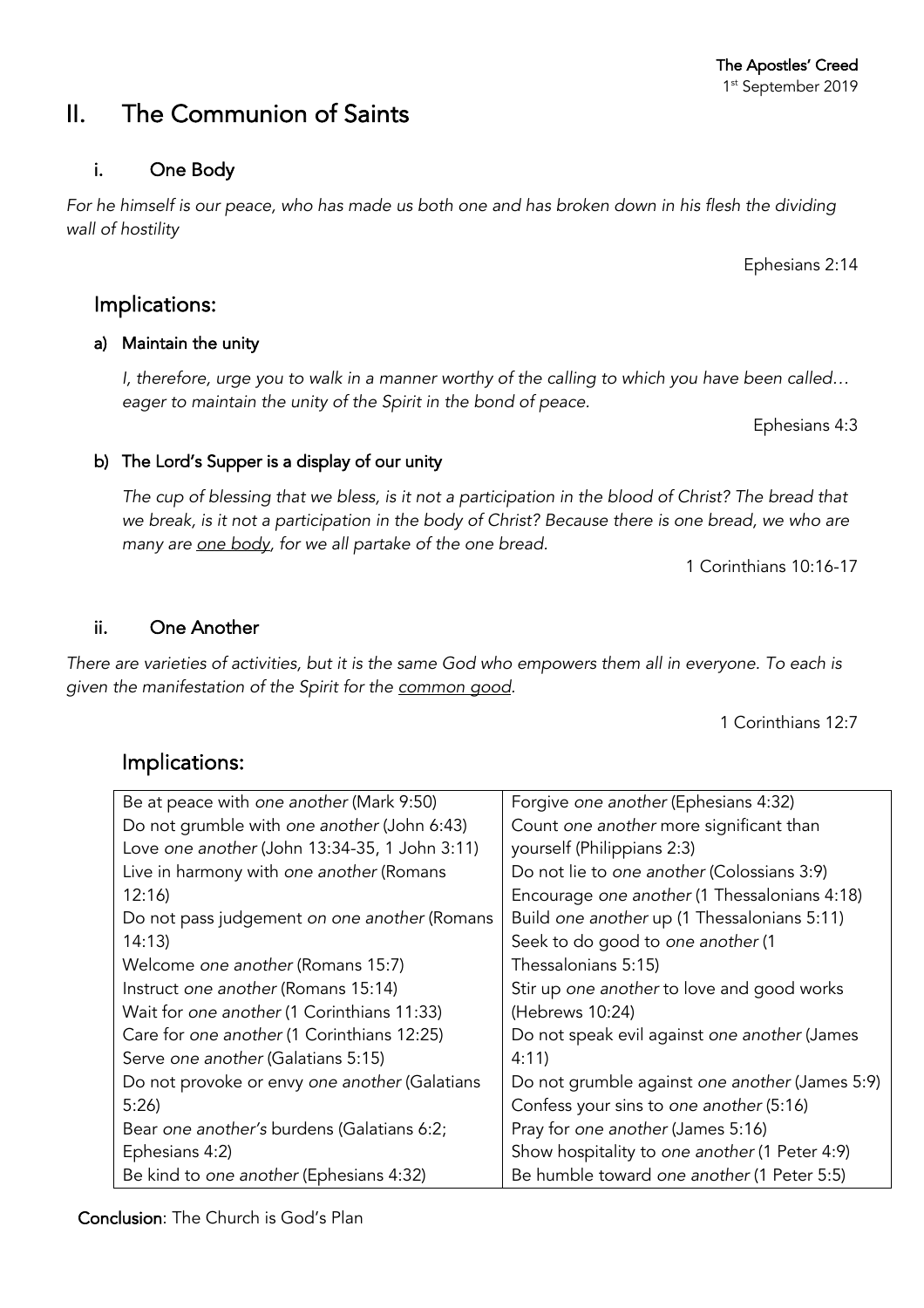# II. The Communion of Saints

## i. One Body

*For he himself is our peace, who has made us both one and has broken down in his flesh the dividing wall of hostility*

Ephesians 2:14

### Implications:

**a) Maintain the unity**

*I, therefore, urge you to walk in a manner worthy of the calling to which you have been called… eager to maintain the unity of the Spirit in the bond of peace.*

Ephesians 4:3

**b) The Lord's Supper is a display of our unity**

*The cup of blessing that we bless, is it not a participation in the blood of Christ? The bread that we break, is it not a participation in the body of Christ? Because there is one bread, we who are many are <u>one body</u>, for we all partake of the one bread.*

1 Corinthians 10:16-17

## ii. One Another

*There are varieties of activities, but it is the same God who empowers them all in everyone. To each is given the manifestation of the Spirit for the <u>common good</u>.*

1 Corinthians 12:7

### Implications:

| | |
|---|---|
| Be at peace with *one another* (Mark 9:50) | Forgive *one another* (Ephesians 4:32) |
| Do not grumble with *one another* (John 6:43) | Count *one another* more significant than yourself (Philippians 2:3) |
| Love *one another* (John 13:34-35, 1 John 3:11) | Do not lie to *one another* (Colossians 3:9) |
| Live in harmony with *one another* (Romans 12:16) | Encourage *one another* (1 Thessalonians 4:18) |
| Do not pass judgement *on one another* (Romans 14:13) | Build *one another* up (1 Thessalonians 5:11) |
| Welcome *one another* (Romans 15:7) | Seek to do good to *one another* (1 Thessalonians 5:15) |
| Instruct *one another* (Romans 15:14) | Stir up *one another* to love and good works (Hebrews 10:24) |
| Wait for *one another* (1 Corinthians 11:33) | Do not speak evil against *one another* (James 4:11) |
| Care for *one another* (1 Corinthians 12:25) | Do not grumble against *one another* (James 5:9) |
| Serve *one another* (Galatians 5:15) | Confess your sins to *one another* (5:16) |
| Do not provoke or envy *one another* (Galatians 5:26) | Pray for *one another* (James 5:16) |
| Bear *one another's* burdens (Galatians 6:2; Ephesians 4:2) | Show hospitality to *one another* (1 Peter 4:9) |
| Be kind to *one another* (Ephesians 4:32) | Be humble toward *one another* (1 Peter 5:5) |

**Conclusion**: The Church is God's Plan